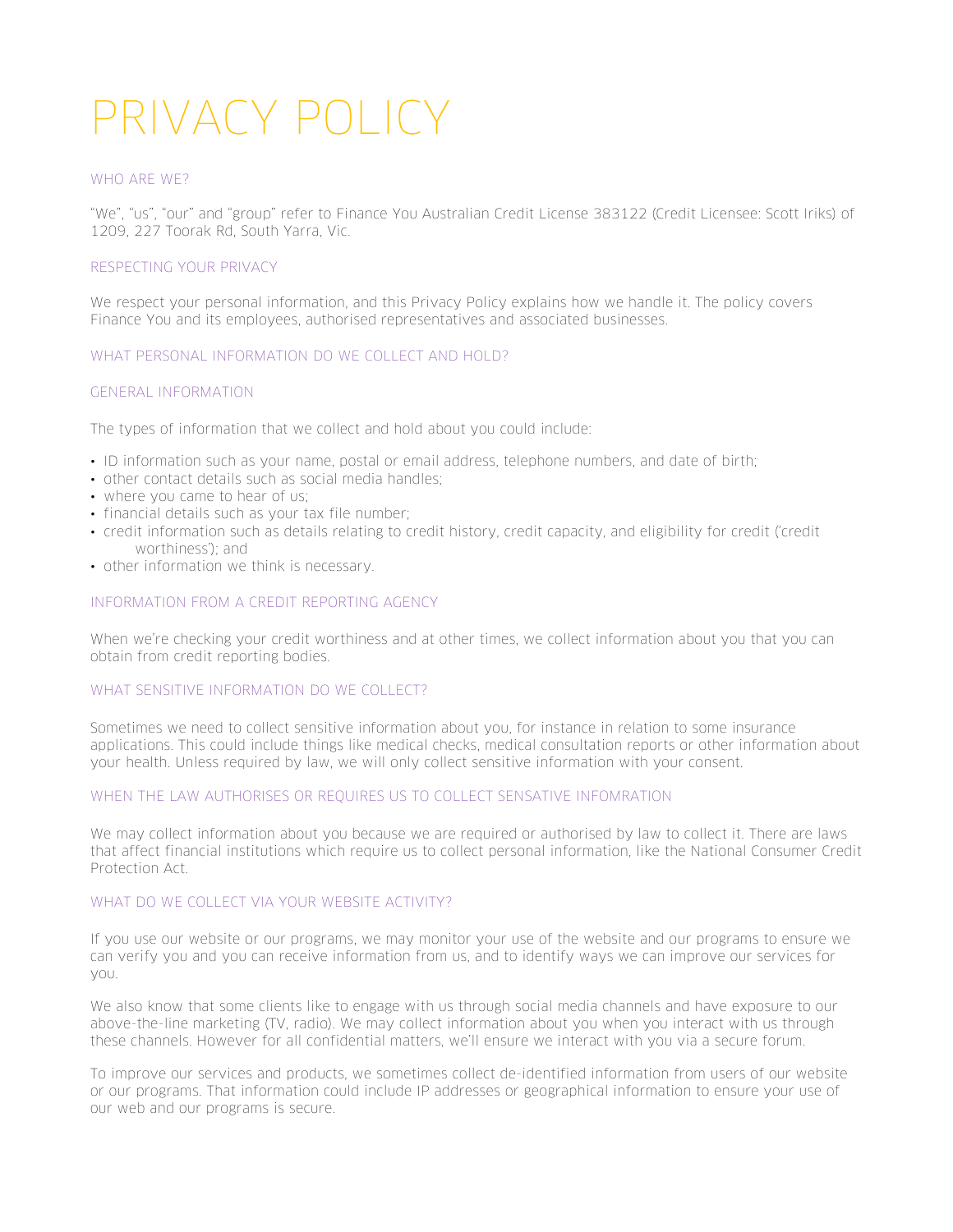# PRIVACY POLICY

## WHO ARE WE?

"We", "us", "our" and "group" refer to Finance You Australian Credit License 383122 (Credit Licensee: Scott Iriks) of 1209, 227 Toorak Rd, South Yarra, Vic.

## RESPECTING YOUR PRIVACY

We respect your personal information, and this Privacy Policy explains how we handle it. The policy covers Finance You and its employees, authorised representatives and associated businesses.

## WHAT PERSONAL INFORMATION DO WE COLLECT AND HOLD?

### GENERAL INFORMATION

The types of information that we collect and hold about you could include:

- ID information such as your name, postal or email address, telephone numbers, and date of birth;
- other contact details such as social media handles;
- where you came to hear of us;
- financial details such as your tax file number;
- credit information such as details relating to credit history, credit capacity, and eligibility for credit ('credit worthiness'); and
- other information we think is necessary.

### INFORMATION FROM A CREDIT REPORTING AGENCY

When we're checking your credit worthiness and at other times, we collect information about you that you can obtain from credit reporting bodies.

## WHAT SENSITIVE INFORMATION DO WE COLLECT?

Sometimes we need to collect sensitive information about you, for instance in relation to some insurance applications. This could include things like medical checks, medical consultation reports or other information about your health. Unless required by law, we will only collect sensitive information with your consent.

### WHEN THE LAW AUTHORISES OR REQUIRES US TO COLLECT SENSATIVE INFOMRATION

We may collect information about you because we are required or authorised by law to collect it. There are laws that affect financial institutions which require us to collect personal information, like the National Consumer Credit Protection Act.

## WHAT DO WE COLLECT VIA YOUR WEBSITE ACTIVITY?

If you use our website or our programs, we may monitor your use of the website and our programs to ensure we can verify you and you can receive information from us, and to identify ways we can improve our services for you.

We also know that some clients like to engage with us through social media channels and have exposure to our above-the-line marketing (TV, radio). We may collect information about you when you interact with us through these channels. However for all confidential matters, we'll ensure we interact with you via a secure forum.

To improve our services and products, we sometimes collect de-identified information from users of our website or our programs. That information could include IP addresses or geographical information to ensure your use of our web and our programs is secure.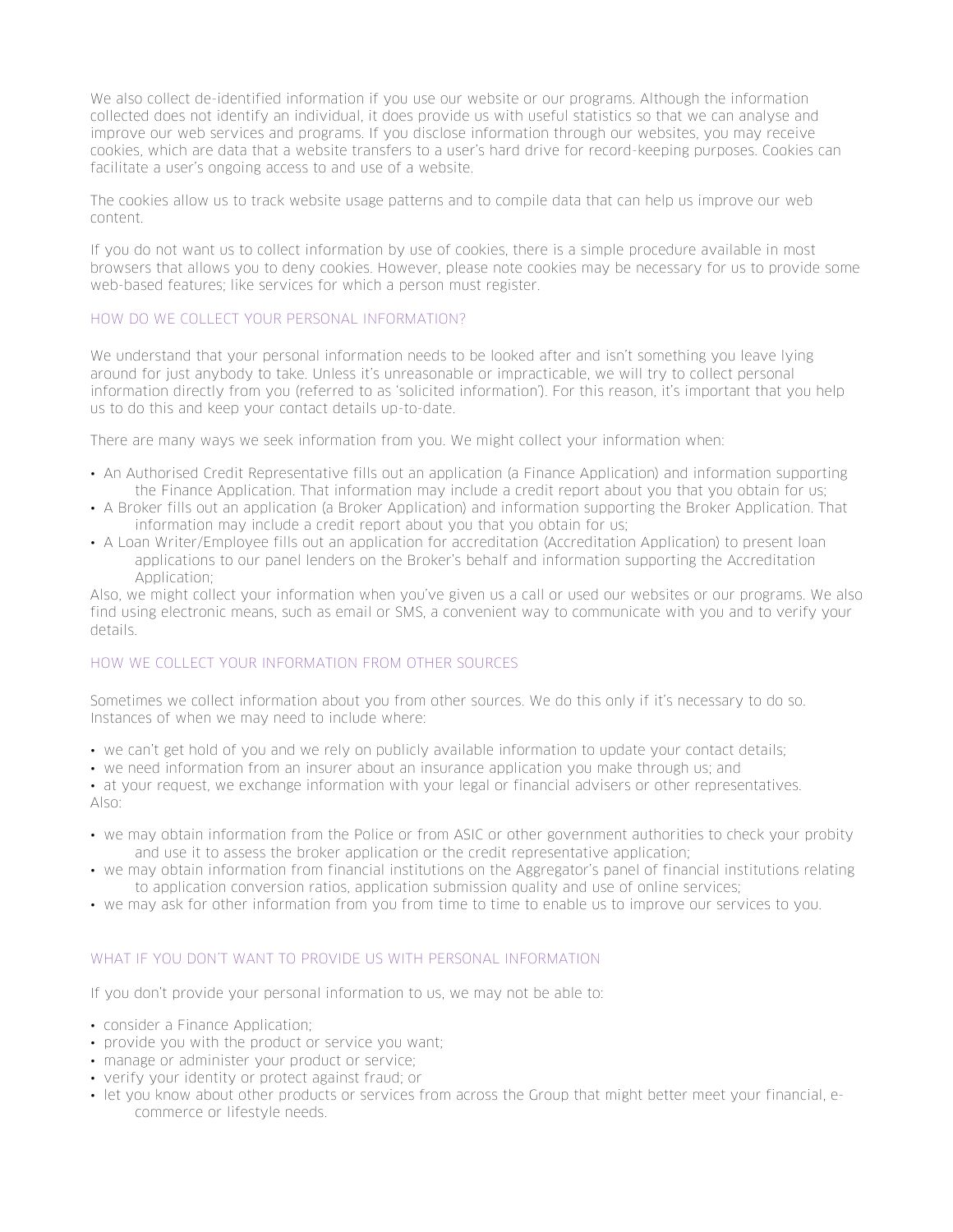We also collect de-identified information if you use our website or our programs. Although the information collected does not identify an individual, it does provide us with useful statistics so that we can analyse and improve our web services and programs. If you disclose information through our websites, you may receive cookies, which are data that a website transfers to a user's hard drive for record-keeping purposes. Cookies can facilitate a user's ongoing access to and use of a website.

The cookies allow us to track website usage patterns and to compile data that can help us improve our web content.

If you do not want us to collect information by use of cookies, there is a simple procedure available in most browsers that allows you to deny cookies. However, please note cookies may be necessary for us to provide some web-based features; like services for which a person must register.

## HOW DO WE COLLECT YOUR PERSONAL INFORMATION?

We understand that your personal information needs to be looked after and isn't something you leave lying around for just anybody to take. Unless it's unreasonable or impracticable, we will try to collect personal information directly from you (referred to as 'solicited information'). For this reason, it's important that you help us to do this and keep your contact details up-to-date.

There are many ways we seek information from you. We might collect your information when:

- An Authorised Credit Representative fills out an application (a Finance Application) and information supporting the Finance Application. That information may include a credit report about you that you obtain for us;
- A Broker fills out an application (a Broker Application) and information supporting the Broker Application. That information may include a credit report about you that you obtain for us;
- A Loan Writer/Employee fills out an application for accreditation (Accreditation Application) to present loan applications to our panel lenders on the Broker's behalf and information supporting the Accreditation Application;

Also, we might collect your information when you've given us a call or used our websites or our programs. We also find using electronic means, such as email or SMS, a convenient way to communicate with you and to verify your details.

## HOW WE COLLECT YOUR INFORMATION FROM OTHER SOURCES

Sometimes we collect information about you from other sources. We do this only if it's necessary to do so. Instances of when we may need to include where:

- we can't get hold of you and we rely on publicly available information to update your contact details;
- we need information from an insurer about an insurance application you make through us; and
- at your request, we exchange information with your legal or financial advisers or other representatives.

Also:

- we may obtain information from the Police or from ASIC or other government authorities to check your probity and use it to assess the broker application or the credit representative application;
- we may obtain information from financial institutions on the Aggregator's panel of financial institutions relating to application conversion ratios, application submission quality and use of online services;
- we may ask for other information from you from time to time to enable us to improve our services to you.

## WHAT IF YOU DON'T WANT TO PROVIDE US WITH PERSONAL INFORMATION

If you don't provide your personal information to us, we may not be able to:

- consider a Finance Application;
- provide you with the product or service you want;
- manage or administer your product or service;
- verify your identity or protect against fraud; or
- let you know about other products or services from across the Group that might better meet your financial, e-commerce or lifestyle needs.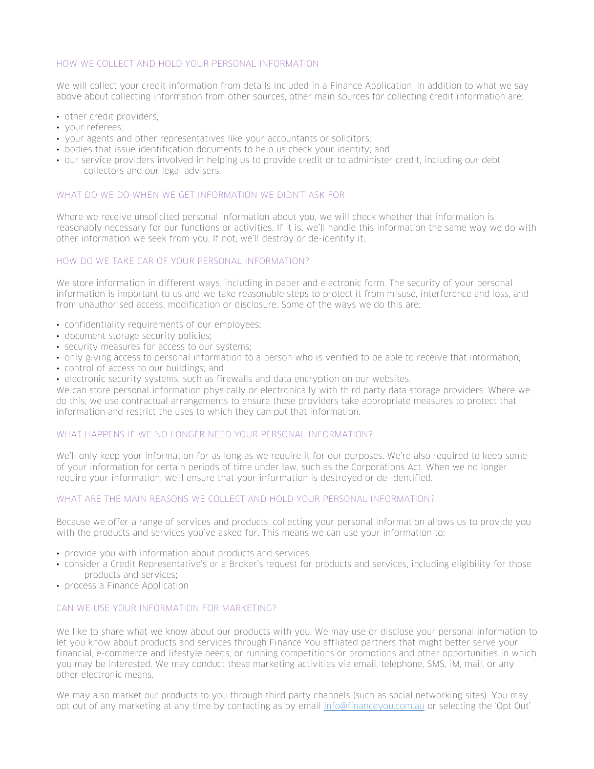## HOW WE COLLECT AND HOLD YOUR PERSONAL INFORMATION

We will collect your credit information from details included in a Finance Application. In addition to what we say above about collecting information from other sources, other main sources for collecting credit information are:

- other credit providers;
- your referees;
- your agents and other representatives like your accountants or solicitors;
- bodies that issue identification documents to help us check your identity; and
- our service providers involved in helping us to provide credit or to administer credit, including our debt collectors and our legal advisers.

## WHAT DO WE DO WHEN WE GET INFORMATION WE DIDN'T ASK FOR

Where we receive unsolicited personal information about you, we will check whether that information is reasonably necessary for our functions or activities. If it is, we'll handle this information the same way we do with other information we seek from you. If not, we'll destroy or de-identify it.

## HOW DO WE TAKE CAR OF YOUR PERSONAL INFORMATION?

We store information in different ways, including in paper and electronic form. The security of your personal information is important to us and we take reasonable steps to protect it from misuse, interference and loss, and from unauthorised access, modification or disclosure. Some of the ways we do this are:

- confidentiality requirements of our employees;
- document storage security policies;
- security measures for access to our systems;
- only giving access to personal information to a person who is verified to be able to receive that information;
- control of access to our buildings; and
- electronic security systems, such as firewalls and data encryption on our websites.

We can store personal information physically or electronically with third party data storage providers. Where we do this, we use contractual arrangements to ensure those providers take appropriate measures to protect that information and restrict the uses to which they can put that information.

## WHAT HAPPENS IF WE NO LONGER NEED YOUR PERSONAL INFORMATION?

We'll only keep your information for as long as we require it for our purposes. We're also required to keep some of your information for certain periods of time under law, such as the Corporations Act. When we no longer require your information, we'll ensure that your information is destroyed or de-identified.

## WHAT ARE THE MAIN REASONS WE COLLECT AND HOLD YOUR PERSONAL INFORMATION?

Because we offer a range of services and products, collecting your personal information allows us to provide you with the products and services you've asked for. This means we can use your information to:

- provide you with information about products and services;
- consider a Credit Representative's or a Broker's request for products and services, including eligibility for those products and services;
- process a Finance Application

## CAN WE USE YOUR INFORMATION FOR MARKETING?

We like to share what we know about our products with you. We may use or disclose your personal information to let you know about products and services through Finance You affliated partners that might better serve your financial, e-commerce and lifestyle needs, or running competitions or promotions and other opportunities in which you may be interested. We may conduct these marketing activities via email, telephone, SMS, iM, mail, or any other electronic means.

We may also market our products to you through third party channels (such as social networking sites). You may opt out of any marketing at any time by contacting as by email info@financeyou.com.au or selecting the 'Opt Out'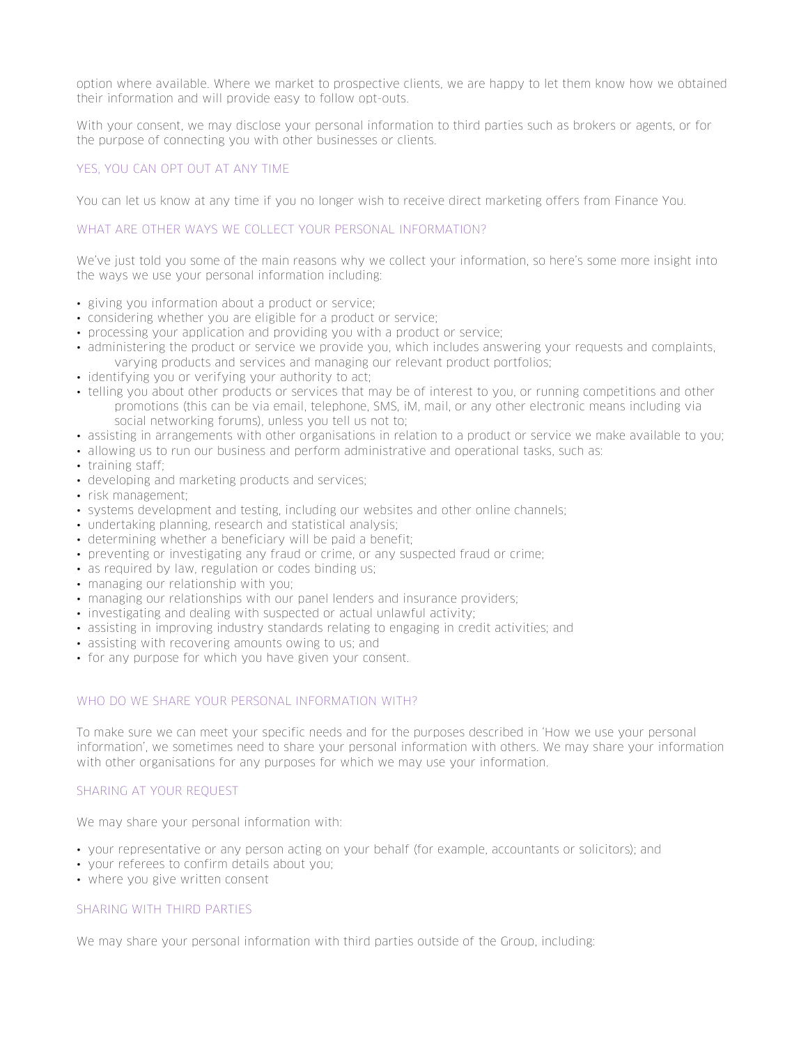option where available. Where we market to prospective clients, we are happy to let them know how we obtained their information and will provide easy to follow opt-outs.

With your consent, we may disclose your personal information to third parties such as brokers or agents, or for the purpose of connecting you with other businesses or clients.

## YES, YOU CAN OPT OUT AT ANY TIME

You can let us know at any time if you no longer wish to receive direct marketing offers from Finance You.

## WHAT ARE OTHER WAYS WE COLLECT YOUR PERSONAL INFORMATION?

We've just told you some of the main reasons why we collect your information, so here's some more insight into the ways we use your personal information including:

- giving you information about a product or service;
- considering whether you are eligible for a product or service;
- processing your application and providing you with a product or service;
- administering the product or service we provide you, which includes answering your requests and complaints, varying products and services and managing our relevant product portfolios;
- identifying you or verifying your authority to act;
- telling you about other products or services that may be of interest to you, or running competitions and other promotions (this can be via email, telephone, SMS, iM, mail, or any other electronic means including via social networking forums), unless you tell us not to;
- assisting in arrangements with other organisations in relation to a product or service we make available to you;
- allowing us to run our business and perform administrative and operational tasks, such as:
- training staff;
- developing and marketing products and services;
- risk management;
- systems development and testing, including our websites and other online channels;
- undertaking planning, research and statistical analysis;
- determining whether a beneficiary will be paid a benefit;
- preventing or investigating any fraud or crime, or any suspected fraud or crime;
- as required by law, regulation or codes binding us;
- managing our relationship with you;
- managing our relationships with our panel lenders and insurance providers;
- investigating and dealing with suspected or actual unlawful activity;
- assisting in improving industry standards relating to engaging in credit activities; and
- assisting with recovering amounts owing to us; and
- for any purpose for which you have given your consent.

## WHO DO WE SHARE YOUR PERSONAL INFORMATION WITH?

To make sure we can meet your specific needs and for the purposes described in 'How we use your personal information', we sometimes need to share your personal information with others. We may share your information with other organisations for any purposes for which we may use your information.

## SHARING AT YOUR REQUEST

We may share your personal information with:

- your representative or any person acting on your behalf (for example, accountants or solicitors); and
- your referees to confirm details about you;
- where you give written consent

## SHARING WITH THIRD PARTIES

We may share your personal information with third parties outside of the Group, including: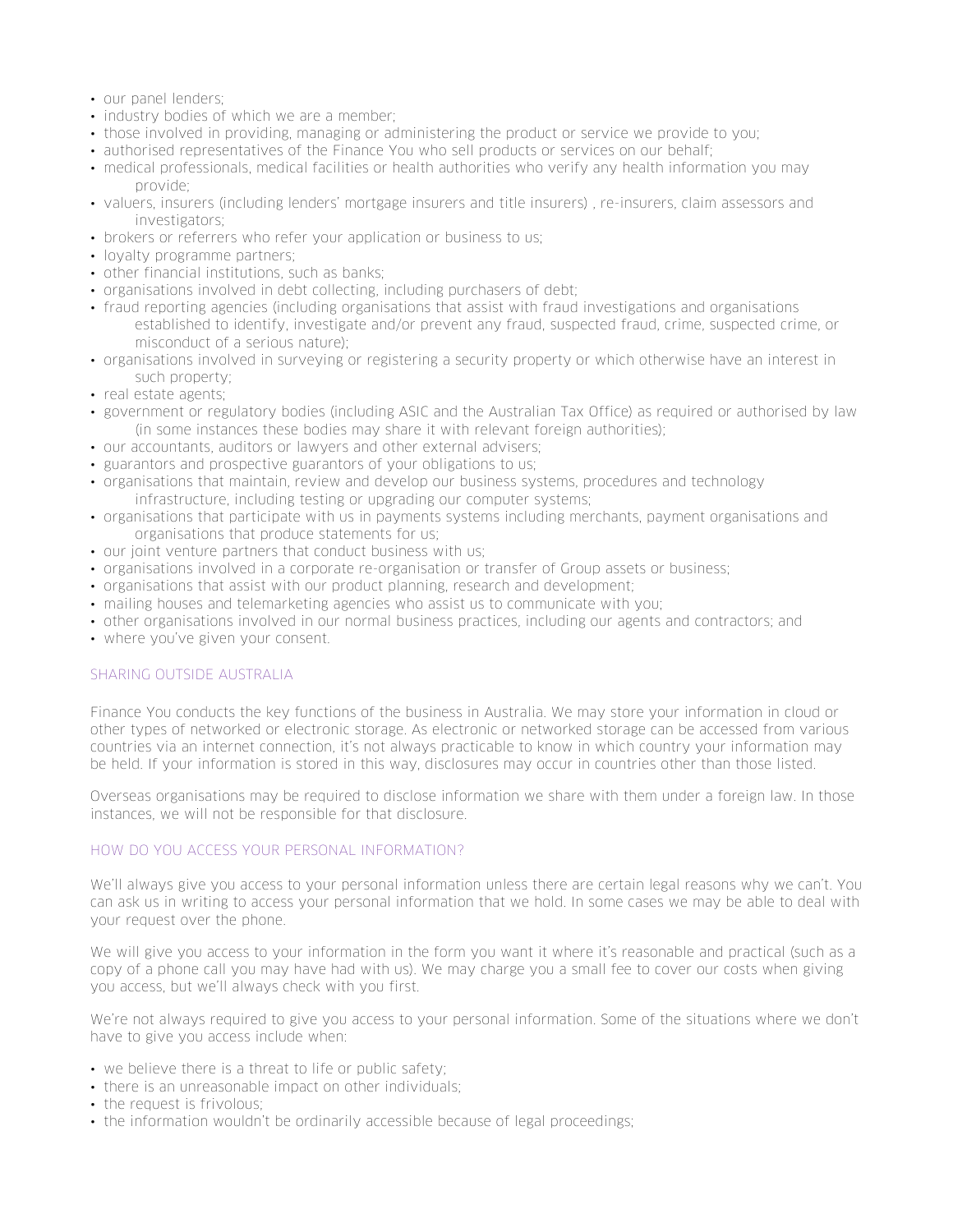- our panel lenders;
- industry bodies of which we are a member;
- those involved in providing, managing or administering the product or service we provide to you;
- authorised representatives of the Finance You who sell products or services on our behalf;
- medical professionals, medical facilities or health authorities who verify any health information you may provide;
- valuers, insurers (including lenders' mortgage insurers and title insurers) , re-insurers, claim assessors and investigators;
- brokers or referrers who refer your application or business to us;
- loyalty programme partners;
- other financial institutions, such as banks;
- organisations involved in debt collecting, including purchasers of debt;
- fraud reporting agencies (including organisations that assist with fraud investigations and organisations established to identify, investigate and/or prevent any fraud, suspected fraud, crime, suspected crime, or misconduct of a serious nature);
- organisations involved in surveying or registering a security property or which otherwise have an interest in such property;
- real estate agents;
- government or regulatory bodies (including ASIC and the Australian Tax Office) as required or authorised by law (in some instances these bodies may share it with relevant foreign authorities);
- our accountants, auditors or lawyers and other external advisers;
- guarantors and prospective guarantors of your obligations to us;
- organisations that maintain, review and develop our business systems, procedures and technology infrastructure, including testing or upgrading our computer systems;
- organisations that participate with us in payments systems including merchants, payment organisations and organisations that produce statements for us;
- our joint venture partners that conduct business with us;
- organisations involved in a corporate re-organisation or transfer of Group assets or business;
- organisations that assist with our product planning, research and development;
- mailing houses and telemarketing agencies who assist us to communicate with you;
- other organisations involved in our normal business practices, including our agents and contractors; and
- where you've given your consent.

## SHARING OUTSIDE AUSTRALIA

Finance You conducts the key functions of the business in Australia. We may store your information in cloud or other types of networked or electronic storage. As electronic or networked storage can be accessed from various countries via an internet connection, it's not always practicable to know in which country your information may be held. If your information is stored in this way, disclosures may occur in countries other than those listed.

Overseas organisations may be required to disclose information we share with them under a foreign law. In those instances, we will not be responsible for that disclosure.

## HOW DO YOU ACCESS YOUR PERSONAL INFORMATION?

We'll always give you access to your personal information unless there are certain legal reasons why we can't. You can ask us in writing to access your personal information that we hold. In some cases we may be able to deal with your request over the phone.

We will give you access to your information in the form you want it where it's reasonable and practical (such as a copy of a phone call you may have had with us). We may charge you a small fee to cover our costs when giving you access, but we'll always check with you first.

We're not always required to give you access to your personal information. Some of the situations where we don't have to give you access include when:

- we believe there is a threat to life or public safety;
- there is an unreasonable impact on other individuals;
- the request is frivolous;
- the information wouldn't be ordinarily accessible because of legal proceedings;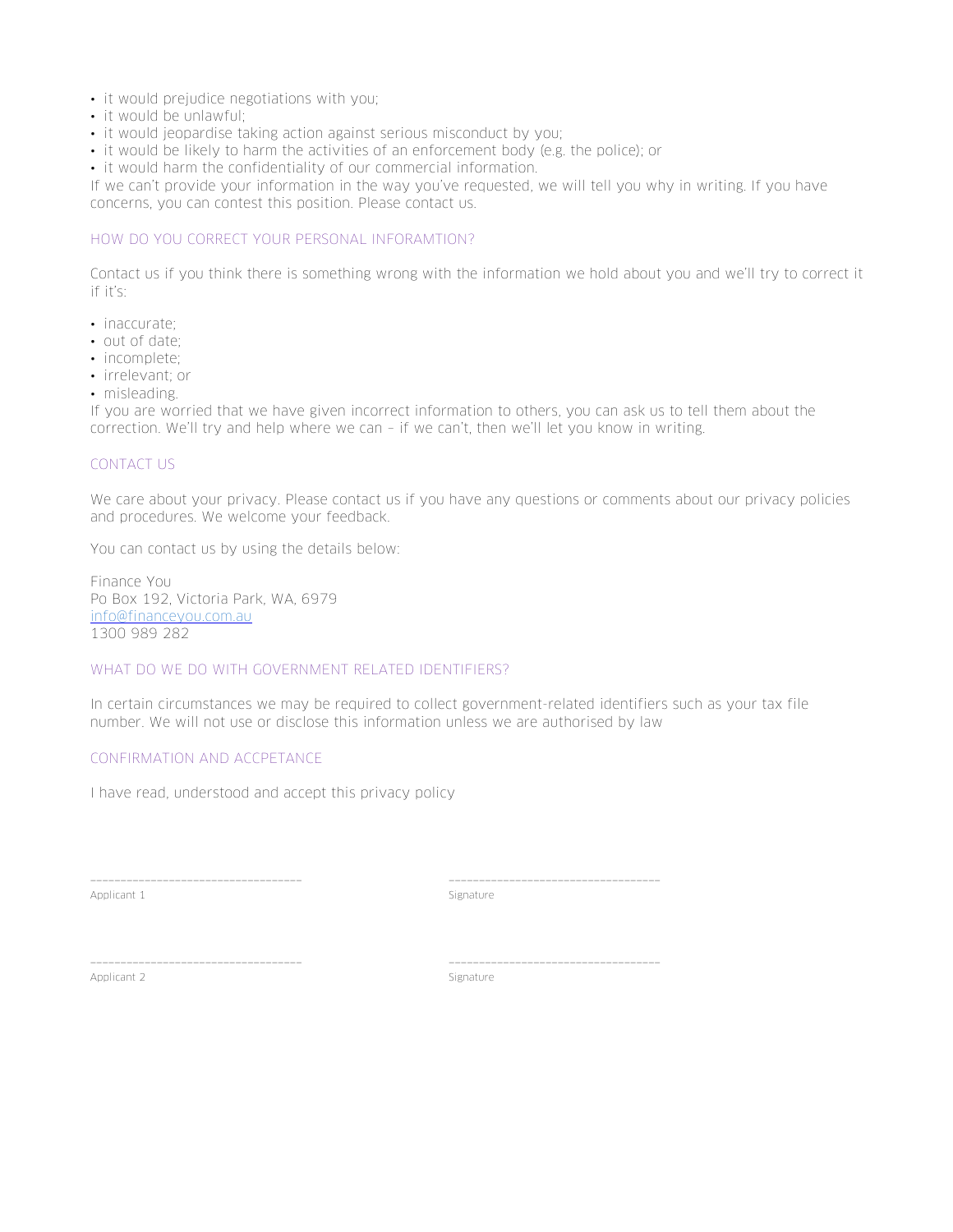- it would prejudice negotiations with you;
- it would be unlawful;
- it would jeopardise taking action against serious misconduct by you;
- it would be likely to harm the activities of an enforcement body (e.g. the police); or
- it would harm the confidentiality of our commercial information.

If we can't provide your information in the way you've requested, we will tell you why in writing. If you have concerns, you can contest this position. Please contact us.

## HOW DO YOU CORRECT YOUR PERSONAL INFORAMTION?

Contact us if you think there is something wrong with the information we hold about you and we'll try to correct it if it's:

- inaccurate;
- out of date;
- incomplete;
- irrelevant; or
- misleading.

If you are worried that we have given incorrect information to others, you can ask us to tell them about the correction. We'll try and help where we can – if we can't, then we'll let you know in writing.

## CONTACT US

We care about your privacy. Please contact us if you have any questions or comments about our privacy policies and procedures. We welcome your feedback.

You can contact us by using the details below:

Finance You
Po Box 192, Victoria Park, WA, 6979
info@financeyou.com.au
1300 989 282

## WHAT DO WE DO WITH GOVERNMENT RELATED IDENTIFIERS?

In certain circumstances we may be required to collect government-related identifiers such as your tax file number. We will not use or disclose this information unless we are authorised by law

## CONFIRMATION AND ACCPETANCE

I have read, understood and accept this privacy policy

| | |
|---|---|
| ______________________________ | ______________________________ |
| Applicant 1 | Signature |
| ______________________________ | ______________________________ |
| Applicant 2 | Signature |